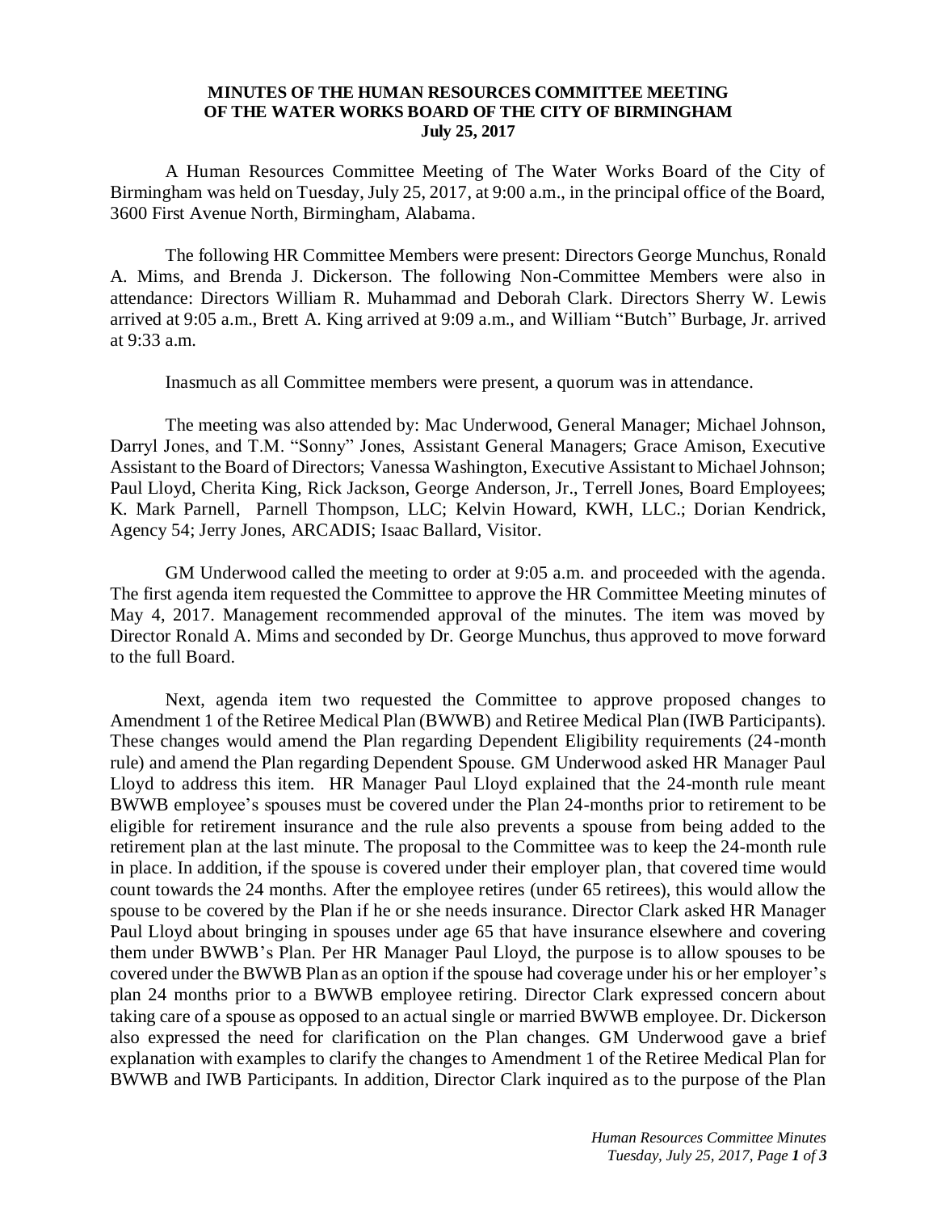**MINUTES OF THE HUMAN RESOURCES COMMITTEE MEETING OF THE WATER WORKS BOARD OF THE CITY OF BIRMINGHAM July 25, 2017**

A Human Resources Committee Meeting of The Water Works Board of the City of Birmingham was held on Tuesday, July 25, 2017, at 9:00 a.m., in the principal office of the Board, 3600 First Avenue North, Birmingham, Alabama.

The following HR Committee Members were present: Directors George Munchus, Ronald A. Mims, and Brenda J. Dickerson. The following Non-Committee Members were also in attendance: Directors William R. Muhammad and Deborah Clark. Directors Sherry W. Lewis arrived at 9:05 a.m., Brett A. King arrived at 9:09 a.m., and William "Butch" Burbage, Jr. arrived at 9:33 a.m.

Inasmuch as all Committee members were present, a quorum was in attendance.

The meeting was also attended by: Mac Underwood, General Manager; Michael Johnson, Darryl Jones, and T.M. "Sonny" Jones, Assistant General Managers; Grace Amison, Executive Assistant to the Board of Directors; Vanessa Washington, Executive Assistant to Michael Johnson; Paul Lloyd, Cherita King, Rick Jackson, George Anderson, Jr., Terrell Jones, Board Employees; K. Mark Parnell, Parnell Thompson, LLC; Kelvin Howard, KWH, LLC.; Dorian Kendrick, Agency 54; Jerry Jones, ARCADIS; Isaac Ballard, Visitor.

GM Underwood called the meeting to order at 9:05 a.m. and proceeded with the agenda. The first agenda item requested the Committee to approve the HR Committee Meeting minutes of May 4, 2017. Management recommended approval of the minutes. The item was moved by Director Ronald A. Mims and seconded by Dr. George Munchus, thus approved to move forward to the full Board.

Next, agenda item two requested the Committee to approve proposed changes to Amendment 1 of the Retiree Medical Plan (BWWB) and Retiree Medical Plan (IWB Participants). These changes would amend the Plan regarding Dependent Eligibility requirements (24-month rule) and amend the Plan regarding Dependent Spouse. GM Underwood asked HR Manager Paul Lloyd to address this item. HR Manager Paul Lloyd explained that the 24-month rule meant BWWB employee's spouses must be covered under the Plan 24-months prior to retirement to be eligible for retirement insurance and the rule also prevents a spouse from being added to the retirement plan at the last minute. The proposal to the Committee was to keep the 24-month rule in place. In addition, if the spouse is covered under their employer plan, that covered time would count towards the 24 months. After the employee retires (under 65 retirees), this would allow the spouse to be covered by the Plan if he or she needs insurance. Director Clark asked HR Manager Paul Lloyd about bringing in spouses under age 65 that have insurance elsewhere and covering them under BWWB's Plan. Per HR Manager Paul Lloyd, the purpose is to allow spouses to be covered under the BWWB Plan as an option if the spouse had coverage under his or her employer's plan 24 months prior to a BWWB employee retiring. Director Clark expressed concern about taking care of a spouse as opposed to an actual single or married BWWB employee. Dr. Dickerson also expressed the need for clarification on the Plan changes. GM Underwood gave a brief explanation with examples to clarify the changes to Amendment 1 of the Retiree Medical Plan for BWWB and IWB Participants. In addition, Director Clark inquired as to the purpose of the Plan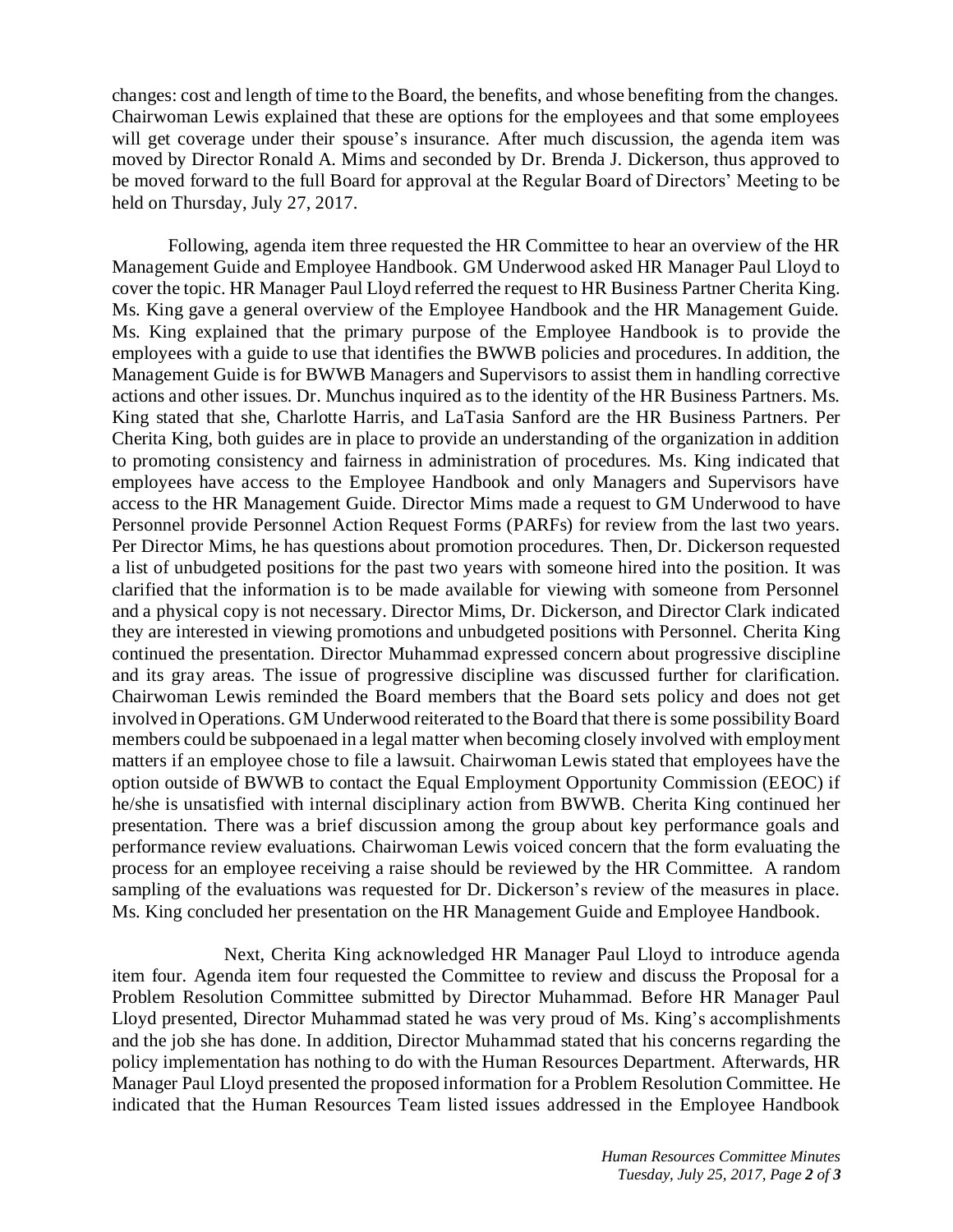changes: cost and length of time to the Board, the benefits, and whose benefiting from the changes. Chairwoman Lewis explained that these are options for the employees and that some employees will get coverage under their spouse's insurance. After much discussion, the agenda item was moved by Director Ronald A. Mims and seconded by Dr. Brenda J. Dickerson, thus approved to be moved forward to the full Board for approval at the Regular Board of Directors' Meeting to be held on Thursday, July 27, 2017.

Following, agenda item three requested the HR Committee to hear an overview of the HR Management Guide and Employee Handbook. GM Underwood asked HR Manager Paul Lloyd to cover the topic. HR Manager Paul Lloyd referred the request to HR Business Partner Cherita King. Ms. King gave a general overview of the Employee Handbook and the HR Management Guide. Ms. King explained that the primary purpose of the Employee Handbook is to provide the employees with a guide to use that identifies the BWWB policies and procedures. In addition, the Management Guide is for BWWB Managers and Supervisors to assist them in handling corrective actions and other issues. Dr. Munchus inquired as to the identity of the HR Business Partners. Ms. King stated that she, Charlotte Harris, and LaTasia Sanford are the HR Business Partners. Per Cherita King, both guides are in place to provide an understanding of the organization in addition to promoting consistency and fairness in administration of procedures. Ms. King indicated that employees have access to the Employee Handbook and only Managers and Supervisors have access to the HR Management Guide. Director Mims made a request to GM Underwood to have Personnel provide Personnel Action Request Forms (PARFs) for review from the last two years. Per Director Mims, he has questions about promotion procedures. Then, Dr. Dickerson requested a list of unbudgeted positions for the past two years with someone hired into the position. It was clarified that the information is to be made available for viewing with someone from Personnel and a physical copy is not necessary. Director Mims, Dr. Dickerson, and Director Clark indicated they are interested in viewing promotions and unbudgeted positions with Personnel. Cherita King continued the presentation. Director Muhammad expressed concern about progressive discipline and its gray areas. The issue of progressive discipline was discussed further for clarification. Chairwoman Lewis reminded the Board members that the Board sets policy and does not get involved in Operations. GM Underwood reiterated to the Board that there is some possibility Board members could be subpoenaed in a legal matter when becoming closely involved with employment matters if an employee chose to file a lawsuit. Chairwoman Lewis stated that employees have the option outside of BWWB to contact the Equal Employment Opportunity Commission (EEOC) if he/she is unsatisfied with internal disciplinary action from BWWB. Cherita King continued her presentation. There was a brief discussion among the group about key performance goals and performance review evaluations. Chairwoman Lewis voiced concern that the form evaluating the process for an employee receiving a raise should be reviewed by the HR Committee. A random sampling of the evaluations was requested for Dr. Dickerson's review of the measures in place. Ms. King concluded her presentation on the HR Management Guide and Employee Handbook.

Next, Cherita King acknowledged HR Manager Paul Lloyd to introduce agenda item four. Agenda item four requested the Committee to review and discuss the Proposal for a Problem Resolution Committee submitted by Director Muhammad. Before HR Manager Paul Lloyd presented, Director Muhammad stated he was very proud of Ms. King's accomplishments and the job she has done. In addition, Director Muhammad stated that his concerns regarding the policy implementation has nothing to do with the Human Resources Department. Afterwards, HR Manager Paul Lloyd presented the proposed information for a Problem Resolution Committee. He indicated that the Human Resources Team listed issues addressed in the Employee Handbook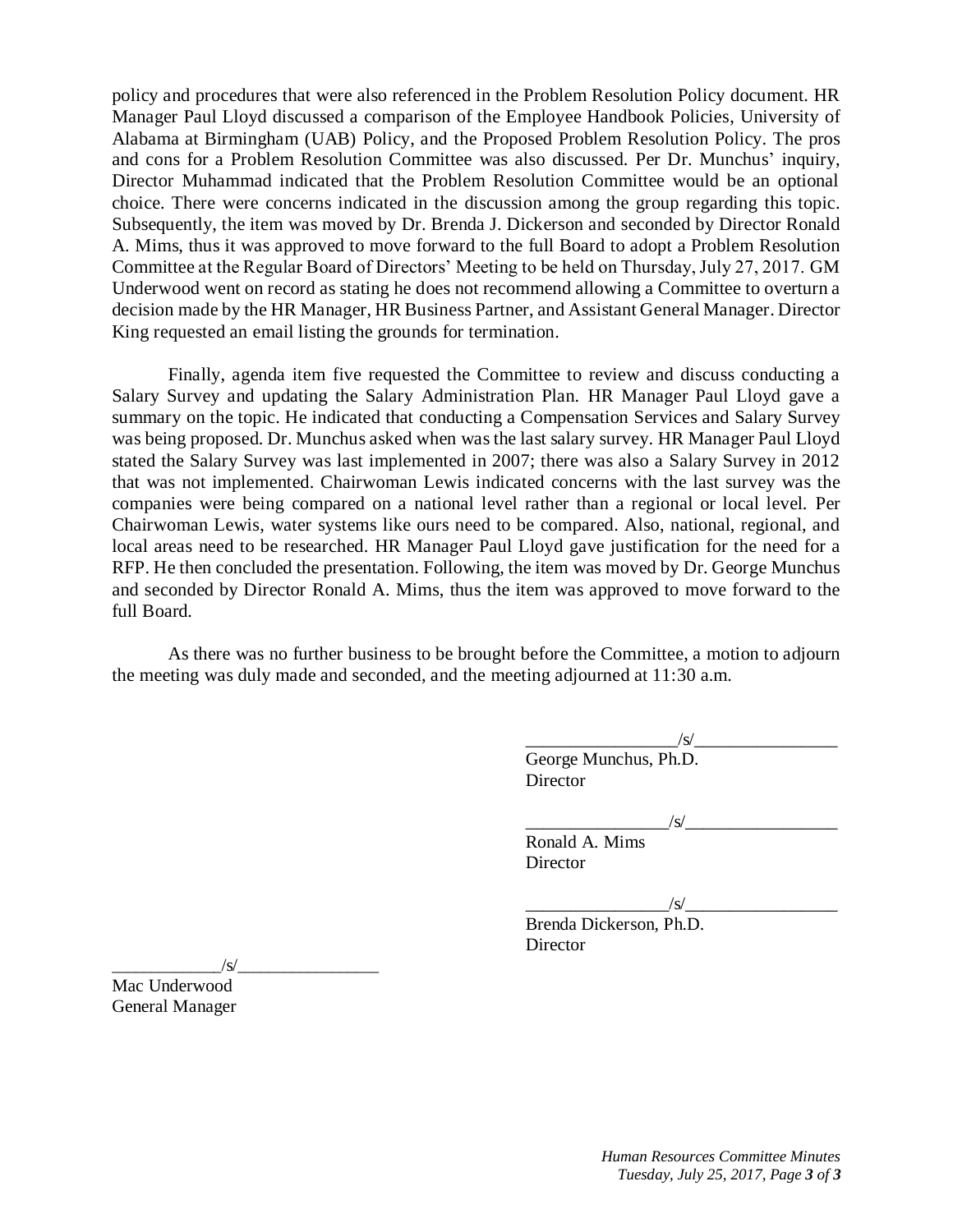policy and procedures that were also referenced in the Problem Resolution Policy document. HR Manager Paul Lloyd discussed a comparison of the Employee Handbook Policies, University of Alabama at Birmingham (UAB) Policy, and the Proposed Problem Resolution Policy. The pros and cons for a Problem Resolution Committee was also discussed. Per Dr. Munchus' inquiry, Director Muhammad indicated that the Problem Resolution Committee would be an optional choice. There were concerns indicated in the discussion among the group regarding this topic. Subsequently, the item was moved by Dr. Brenda J. Dickerson and seconded by Director Ronald A. Mims, thus it was approved to move forward to the full Board to adopt a Problem Resolution Committee at the Regular Board of Directors' Meeting to be held on Thursday, July 27, 2017. GM Underwood went on record as stating he does not recommend allowing a Committee to overturn a decision made by the HR Manager, HR Business Partner, and Assistant General Manager. Director King requested an email listing the grounds for termination.

Finally, agenda item five requested the Committee to review and discuss conducting a Salary Survey and updating the Salary Administration Plan. HR Manager Paul Lloyd gave a summary on the topic. He indicated that conducting a Compensation Services and Salary Survey was being proposed. Dr. Munchus asked when was the last salary survey. HR Manager Paul Lloyd stated the Salary Survey was last implemented in 2007; there was also a Salary Survey in 2012 that was not implemented. Chairwoman Lewis indicated concerns with the last survey was the companies were being compared on a national level rather than a regional or local level. Per Chairwoman Lewis, water systems like ours need to be compared. Also, national, regional, and local areas need to be researched. HR Manager Paul Lloyd gave justification for the need for a RFP. He then concluded the presentation. Following, the item was moved by Dr. George Munchus and seconded by Director Ronald A. Mims, thus the item was approved to move forward to the full Board.

As there was no further business to be brought before the Committee, a motion to adjourn the meeting was duly made and seconded, and the meeting adjourned at 11:30 a.m.

_________________/s/_________________
George Munchus, Ph.D.
Director

________________/s/__________________
Ronald A. Mims
Director

________________/s/__________________
Brenda Dickerson, Ph.D.
Director

____________/s/________________
Mac Underwood
General Manager